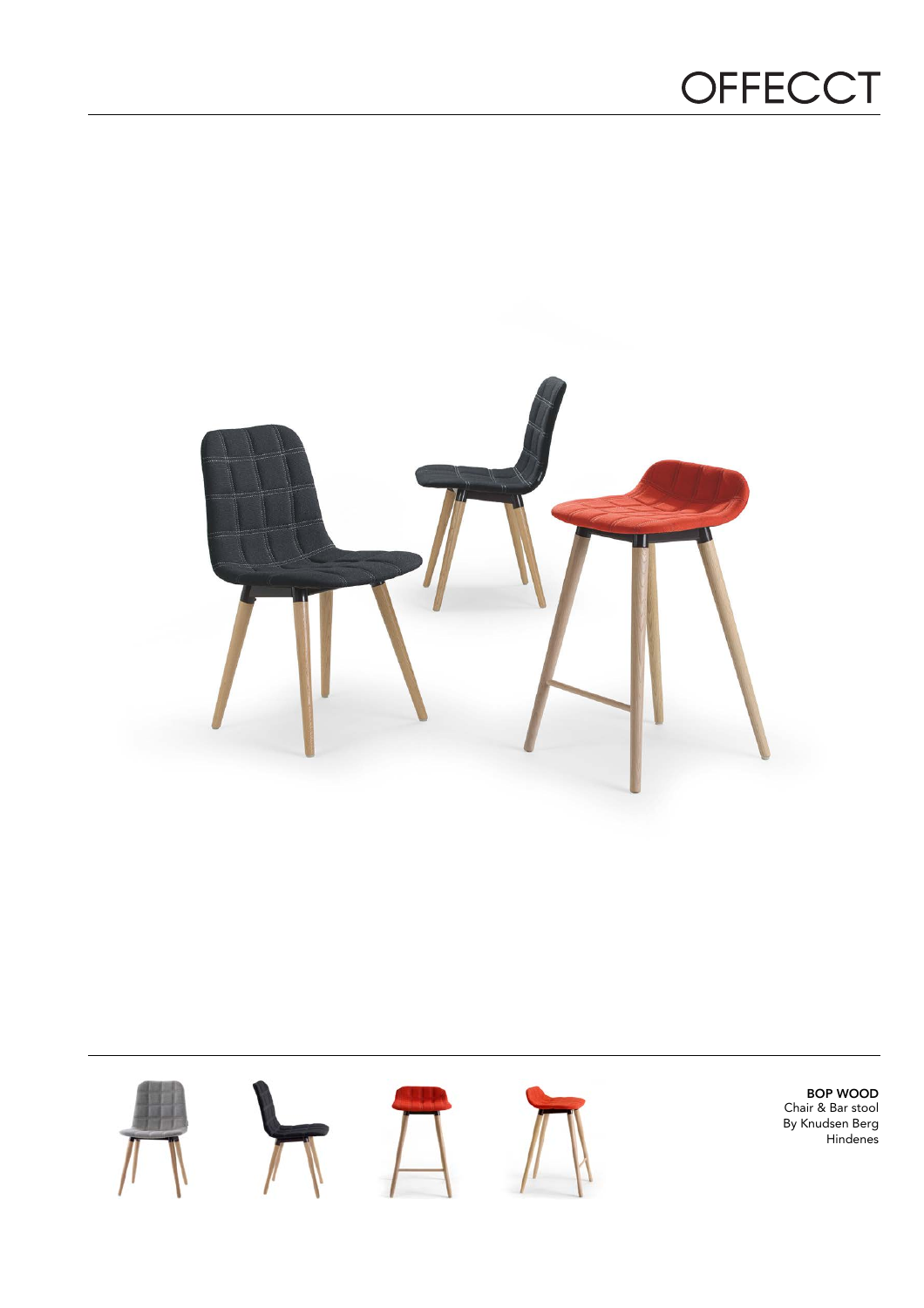OFFECCT

**BOP WOOD**
Chair & Bar stool
By Knudsen Berg Hindenes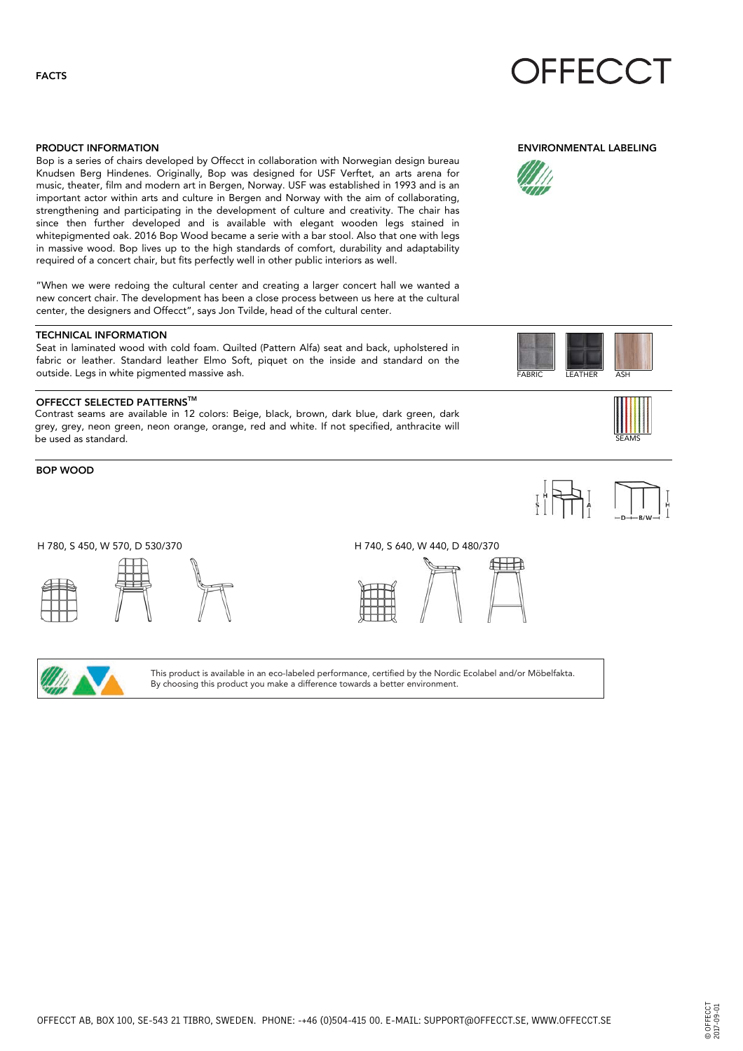FACTS

OFFECCT

## PRODUCT INFORMATION

Bop is a series of chairs developed by Offecct in collaboration with Norwegian design bureau Knudsen Berg Hindenes. Originally, Bop was designed for USF Verftet, an arts arena for music, theater, film and modern art in Bergen, Norway. USF was established in 1993 and is an important actor within arts and culture in Bergen and Norway with the aim of collaborating, strengthening and participating in the development of culture and creativity. The chair has since then further developed and is available with elegant wooden legs stained in whitepigmented oak. 2016 Bop Wood became a serie with a bar stool. Also that one with legs in massive wood. Bop lives up to the high standards of comfort, durability and adaptability required of a concert chair, but fits perfectly well in other public interiors as well.

"When we were redoing the cultural center and creating a larger concert hall we wanted a new concert chair. The development has been a close process between us here at the cultural center, the designers and Offecct", says Jon Tvilde, head of the cultural center.

## ENVIRONMENTAL LABELING

## TECHNICAL INFORMATION

Seat in laminated wood with cold foam. Quilted (Pattern Alfa) seat and back, upholstered in fabric or leather. Standard leather Elmo Soft, piquet on the inside and standard on the outside. Legs in white pigmented massive ash.

FABRIC LEATHER ASH

## OFFECCT SELECTED PATTERNS™

Contrast seams are available in 12 colors: Beige, black, brown, dark blue, dark green, dark grey, grey, neon green, neon orange, orange, red and white. If not specified, anthracite will be used as standard.

SEAMS

## BOP WOOD

H S A D B/W H

H 780, S 450, W 570, D 530/370

H 740, S 640, W 440, D 480/370

This product is available in an eco-labeled performance, certified by the Nordic Ecolabel and/or Möbelfakta. By choosing this product you make a difference towards a better environment.

OFFECCT AB, BOX 100, SE-543 21 TIBRO, SWEDEN. PHONE: -+46 (0)504-415 00. E-MAIL: SUPPORT@OFFECCT.SE, WWW.OFFECCT.SE

© OFFECCT 2017-09-01